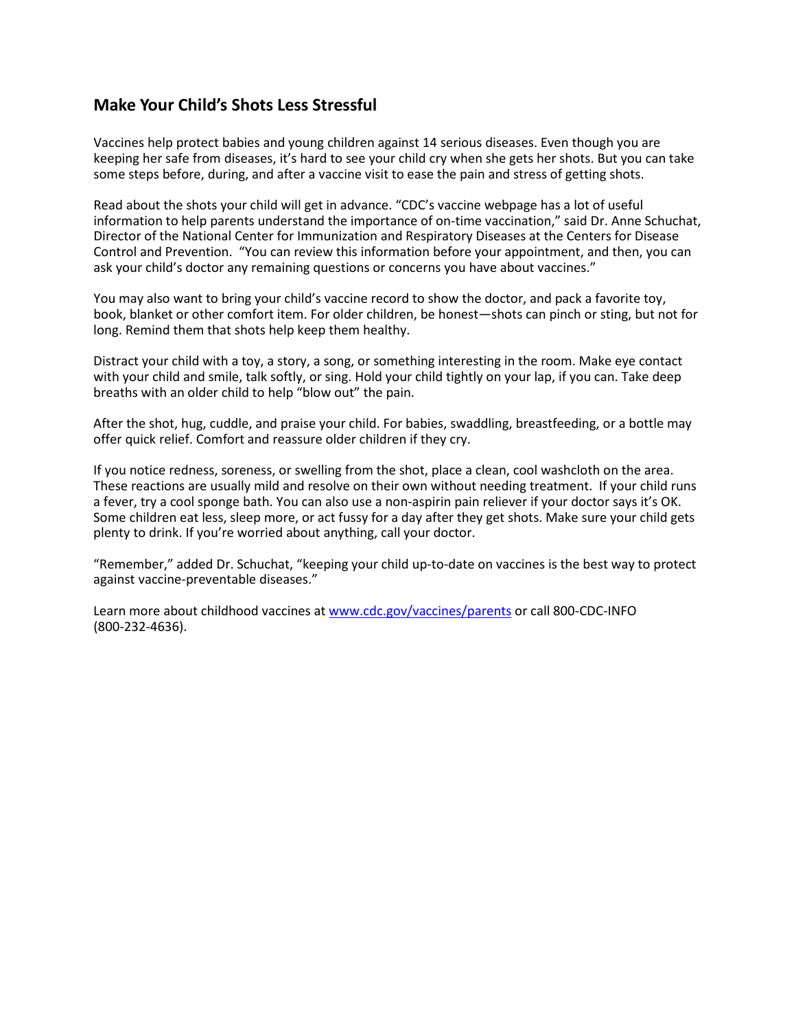## Make Your Child's Shots Less Stressful

Vaccines help protect babies and young children against 14 serious diseases. Even though you are keeping her safe from diseases, it's hard to see your child cry when she gets her shots. But you can take some steps before, during, and after a vaccine visit to ease the pain and stress of getting shots.

Read about the shots your child will get in advance. "CDC's vaccine webpage has a lot of useful information to help parents understand the importance of on-time vaccination," said Dr. Anne Schuchat, Director of the National Center for Immunization and Respiratory Diseases at the Centers for Disease Control and Prevention. "You can review this information before your appointment, and then, you can ask your child's doctor any remaining questions or concerns you have about vaccines."

You may also want to bring your child's vaccine record to show the doctor, and pack a favorite toy, book, blanket or other comfort item. For older children, be honest—shots can pinch or sting, but not for long. Remind them that shots help keep them healthy.

Distract your child with a toy, a story, a song, or something interesting in the room. Make eye contact with your child and smile, talk softly, or sing. Hold your child tightly on your lap, if you can. Take deep breaths with an older child to help "blow out" the pain.

After the shot, hug, cuddle, and praise your child. For babies, swaddling, breastfeeding, or a bottle may offer quick relief. Comfort and reassure older children if they cry.

If you notice redness, soreness, or swelling from the shot, place a clean, cool washcloth on the area. These reactions are usually mild and resolve on their own without needing treatment. If your child runs a fever, try a cool sponge bath. You can also use a non-aspirin pain reliever if your doctor says it's OK. Some children eat less, sleep more, or act fussy for a day after they get shots. Make sure your child gets plenty to drink. If you're worried about anything, call your doctor.

"Remember," added Dr. Schuchat, "keeping your child up-to-date on vaccines is the best way to protect against vaccine-preventable diseases."

Learn more about childhood vaccines at [www.cdc.gov/vaccines/parents](http://www.cdc.gov/vaccines/parents) or call 800-CDC-INFO (800-232-4636).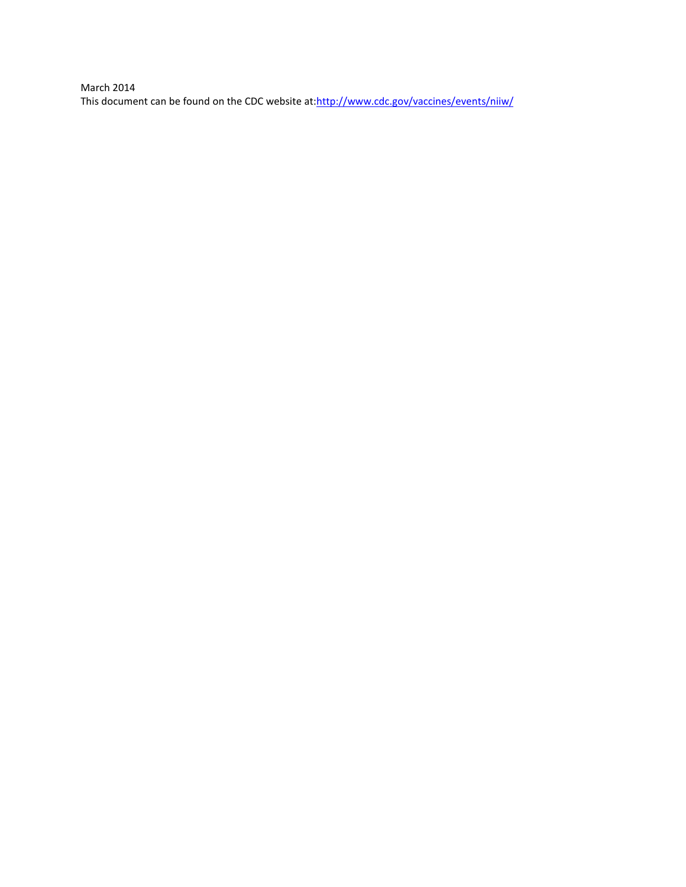March 2014

This document can be found on the CDC website at:[http://www.cdc.gov/vaccines/events/niiw/](http://www.cdc.gov/vaccines/events/niiw/)